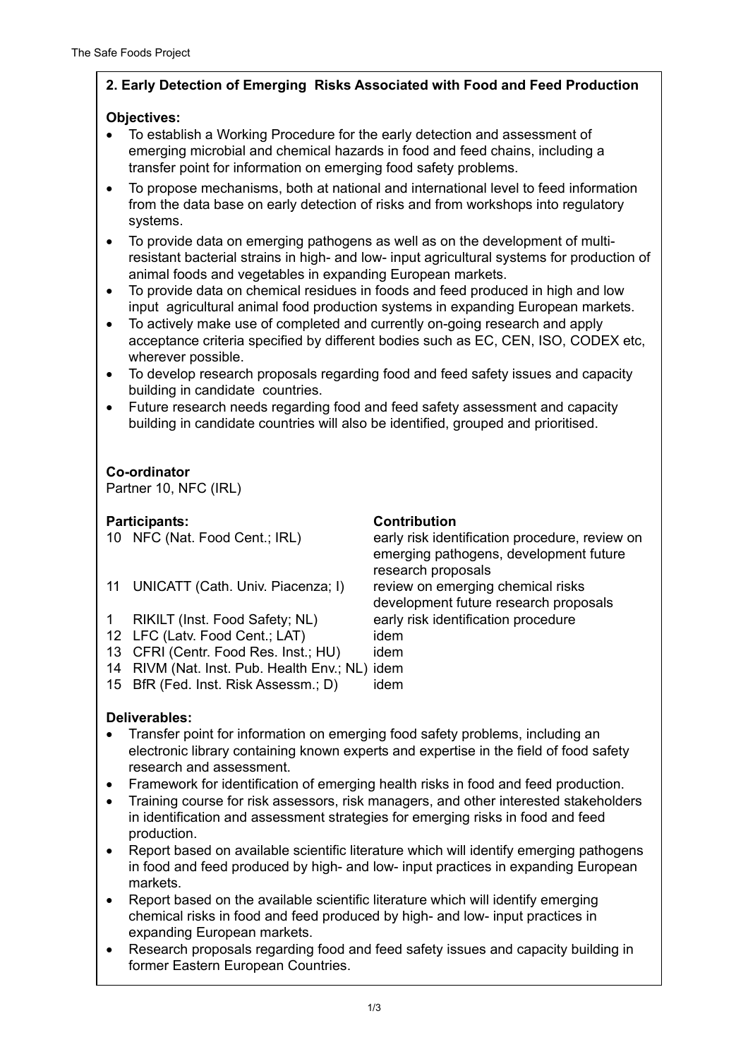## 2. Early Detection of Emerging Risks Associated with Food and Feed Production

**Objectives:**

- To establish a Working Procedure for the early detection and assessment of emerging microbial and chemical hazards in food and feed chains, including a transfer point for information on emerging food safety problems.
- To propose mechanisms, both at national and international level to feed information from the data base on early detection of risks and from workshops into regulatory systems.
- To provide data on emerging pathogens as well as on the development of multi-resistant bacterial strains in high- and low- input agricultural systems for production of animal foods and vegetables in expanding European markets.
- To provide data on chemical residues in foods and feed produced in high and low input agricultural animal food production systems in expanding European markets.
- To actively make use of completed and currently on-going research and apply acceptance criteria specified by different bodies such as EC, CEN, ISO, CODEX etc, wherever possible.
- To develop research proposals regarding food and feed safety issues and capacity building in candidate countries.
- Future research needs regarding food and feed safety assessment and capacity building in candidate countries will also be identified, grouped and prioritised.

**Co-ordinator**

Partner 10, NFC (IRL)

| **Participants:** | | **Contribution** |
|---|---|---|
| 10 | NFC (Nat. Food Cent.; IRL) | early risk identification procedure, review on emerging pathogens, development future research proposals |
| 11 | UNICATT (Cath. Univ. Piacenza; I) | review on emerging chemical risks development future research proposals |
| 1 | RIKILT (Inst. Food Safety; NL) | early risk identification procedure |
| 12 | LFC (Latv. Food Cent.; LAT) | idem |
| 13 | CFRI (Centr. Food Res. Inst.; HU) | idem |
| 14 | RIVM (Nat. Inst. Pub. Health Env.; NL) | idem |
| 15 | BfR (Fed. Inst. Risk Assessm.; D) | idem |

**Deliverables:**

- Transfer point for information on emerging food safety problems, including an electronic library containing known experts and expertise in the field of food safety research and assessment.
- Framework for identification of emerging health risks in food and feed production.
- Training course for risk assessors, risk managers, and other interested stakeholders in identification and assessment strategies for emerging risks in food and feed production.
- Report based on available scientific literature which will identify emerging pathogens in food and feed produced by high- and low- input practices in expanding European markets.
- Report based on the available scientific literature which will identify emerging chemical risks in food and feed produced by high- and low- input practices in expanding European markets.
- Research proposals regarding food and feed safety issues and capacity building in former Eastern European Countries.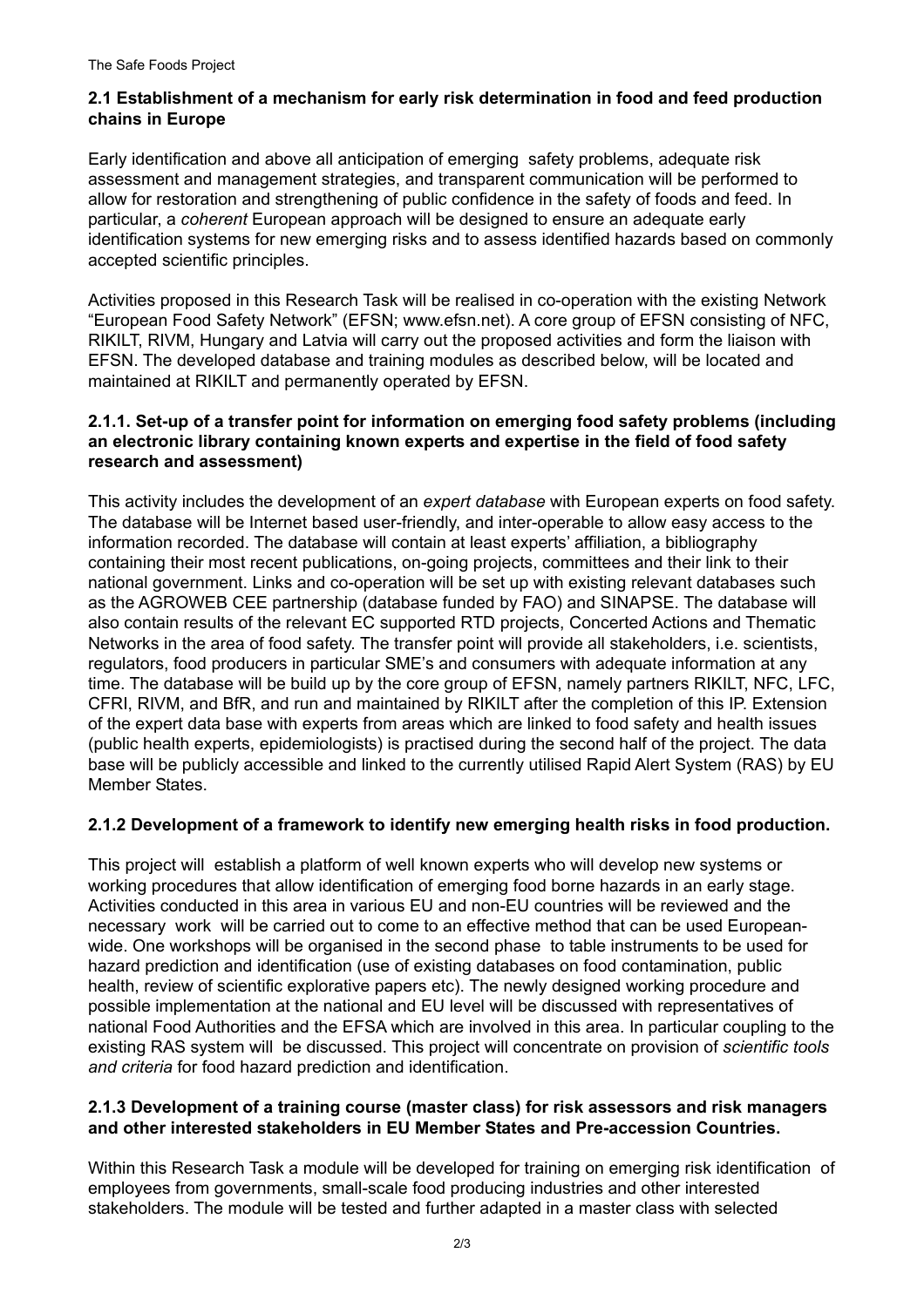**2.1 Establishment of a mechanism for early risk determination in food and feed production chains in Europe**

Early identification and above all anticipation of emerging safety problems, adequate risk assessment and management strategies, and transparent communication will be performed to allow for restoration and strengthening of public confidence in the safety of foods and feed. In particular, a *coherent* European approach will be designed to ensure an adequate early identification systems for new emerging risks and to assess identified hazards based on commonly accepted scientific principles.

Activities proposed in this Research Task will be realised in co-operation with the existing Network "European Food Safety Network" (EFSN; www.efsn.net). A core group of EFSN consisting of NFC, RIKILT, RIVM, Hungary and Latvia will carry out the proposed activities and form the liaison with EFSN. The developed database and training modules as described below, will be located and maintained at RIKILT and permanently operated by EFSN.

**2.1.1. Set-up of a transfer point for information on emerging food safety problems (including an electronic library containing known experts and expertise in the field of food safety research and assessment)**

This activity includes the development of an *expert database* with European experts on food safety. The database will be Internet based user-friendly, and inter-operable to allow easy access to the information recorded. The database will contain at least experts' affiliation, a bibliography containing their most recent publications, on-going projects, committees and their link to their national government. Links and co-operation will be set up with existing relevant databases such as the AGROWEB CEE partnership (database funded by FAO) and SINAPSE. The database will also contain results of the relevant EC supported RTD projects, Concerted Actions and Thematic Networks in the area of food safety. The transfer point will provide all stakeholders, i.e. scientists, regulators, food producers in particular SME's and consumers with adequate information at any time. The database will be build up by the core group of EFSN, namely partners RIKILT, NFC, LFC, CFRI, RIVM, and BfR, and run and maintained by RIKILT after the completion of this IP. Extension of the expert data base with experts from areas which are linked to food safety and health issues (public health experts, epidemiologists) is practised during the second half of the project. The data base will be publicly accessible and linked to the currently utilised Rapid Alert System (RAS) by EU Member States.

**2.1.2 Development of a framework to identify new emerging health risks in food production.**

This project will establish a platform of well known experts who will develop new systems or working procedures that allow identification of emerging food borne hazards in an early stage. Activities conducted in this area in various EU and non-EU countries will be reviewed and the necessary work will be carried out to come to an effective method that can be used European-wide. One workshops will be organised in the second phase to table instruments to be used for hazard prediction and identification (use of existing databases on food contamination, public health, review of scientific explorative papers etc). The newly designed working procedure and possible implementation at the national and EU level will be discussed with representatives of national Food Authorities and the EFSA which are involved in this area. In particular coupling to the existing RAS system will be discussed. This project will concentrate on provision of *scientific tools and criteria* for food hazard prediction and identification.

**2.1.3 Development of a training course (master class) for risk assessors and risk managers and other interested stakeholders in EU Member States and Pre-accession Countries.**

Within this Research Task a module will be developed for training on emerging risk identification of employees from governments, small-scale food producing industries and other interested stakeholders. The module will be tested and further adapted in a master class with selected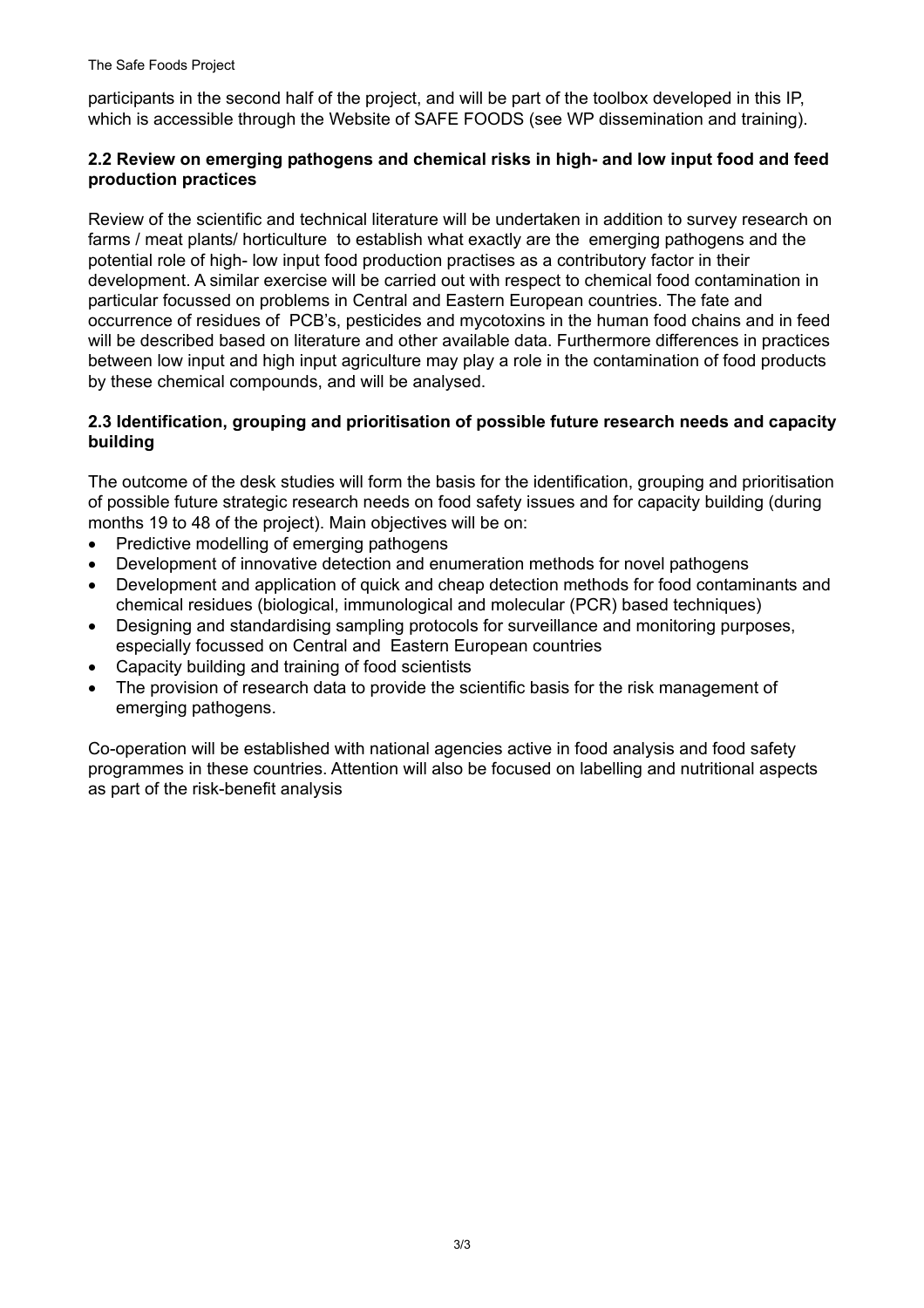participants in the second half of the project, and will be part of the toolbox developed in this IP, which is accessible through the Website of SAFE FOODS (see WP dissemination and training).

### 2.2 Review on emerging pathogens and chemical risks in high- and low input food and feed production practices

Review of the scientific and technical literature will be undertaken in addition to survey research on farms / meat plants/ horticulture to establish what exactly are the emerging pathogens and the potential role of high- low input food production practises as a contributory factor in their development. A similar exercise will be carried out with respect to chemical food contamination in particular focussed on problems in Central and Eastern European countries. The fate and occurrence of residues of PCB's, pesticides and mycotoxins in the human food chains and in feed will be described based on literature and other available data. Furthermore differences in practices between low input and high input agriculture may play a role in the contamination of food products by these chemical compounds, and will be analysed.

### 2.3 Identification, grouping and prioritisation of possible future research needs and capacity building

The outcome of the desk studies will form the basis for the identification, grouping and prioritisation of possible future strategic research needs on food safety issues and for capacity building (during months 19 to 48 of the project). Main objectives will be on:

- Predictive modelling of emerging pathogens
- Development of innovative detection and enumeration methods for novel pathogens
- Development and application of quick and cheap detection methods for food contaminants and chemical residues (biological, immunological and molecular (PCR) based techniques)
- Designing and standardising sampling protocols for surveillance and monitoring purposes, especially focussed on Central and Eastern European countries
- Capacity building and training of food scientists
- The provision of research data to provide the scientific basis for the risk management of emerging pathogens.

Co-operation will be established with national agencies active in food analysis and food safety programmes in these countries. Attention will also be focused on labelling and nutritional aspects as part of the risk-benefit analysis